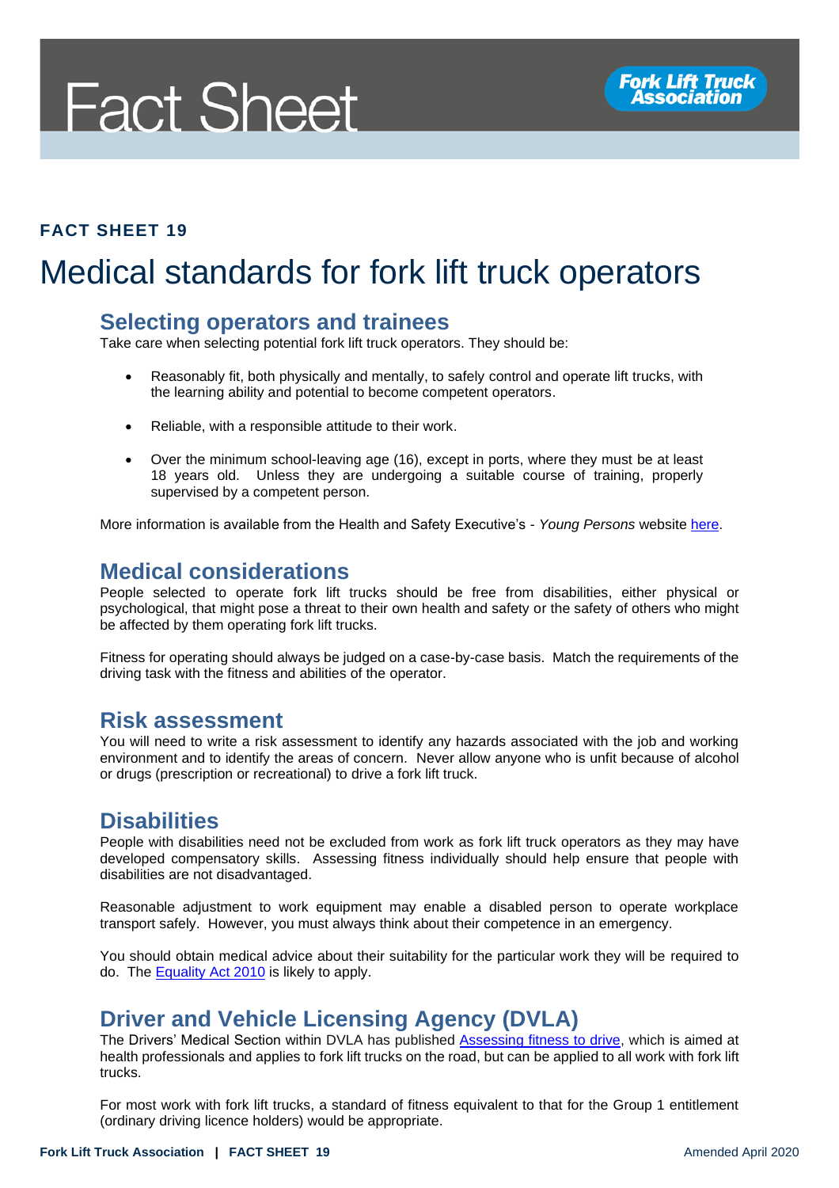# Fact Sheet

**FACT SHEET 19**

# Medical standards for fork lift truck operators

## Selecting operators and trainees

Take care when selecting potential fork lift truck operators. They should be:

- Reasonably fit, both physically and mentally, to safely control and operate lift trucks, with the learning ability and potential to become competent operators.
- Reliable, with a responsible attitude to their work.
- Over the minimum school-leaving age (16), except in ports, where they must be at least 18 years old. Unless they are undergoing a suitable course of training, properly supervised by a competent person.

More information is available from the Health and Safety Executive's - *Young Persons* website here.

## Medical considerations

People selected to operate fork lift trucks should be free from disabilities, either physical or psychological, that might pose a threat to their own health and safety or the safety of others who might be affected by them operating fork lift trucks.

Fitness for operating should always be judged on a case-by-case basis. Match the requirements of the driving task with the fitness and abilities of the operator.

## Risk assessment

You will need to write a risk assessment to identify any hazards associated with the job and working environment and to identify the areas of concern. Never allow anyone who is unfit because of alcohol or drugs (prescription or recreational) to drive a fork lift truck.

## Disabilities

People with disabilities need not be excluded from work as fork lift truck operators as they may have developed compensatory skills. Assessing fitness individually should help ensure that people with disabilities are not disadvantaged.

Reasonable adjustment to work equipment may enable a disabled person to operate workplace transport safely. However, you must always think about their competence in an emergency.

You should obtain medical advice about their suitability for the particular work they will be required to do. The Equality Act 2010 is likely to apply.

## Driver and Vehicle Licensing Agency (DVLA)

The Drivers' Medical Section within DVLA has published Assessing fitness to drive, which is aimed at health professionals and applies to fork lift trucks on the road, but can be applied to all work with fork lift trucks.

For most work with fork lift trucks, a standard of fitness equivalent to that for the Group 1 entitlement (ordinary driving licence holders) would be appropriate.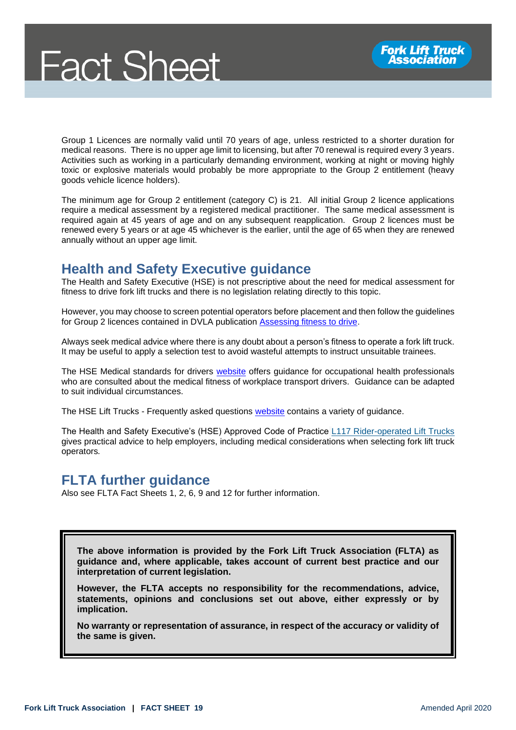Group 1 Licences are normally valid until 70 years of age, unless restricted to a shorter duration for medical reasons. There is no upper age limit to licensing, but after 70 renewal is required every 3 years. Activities such as working in a particularly demanding environment, working at night or moving highly toxic or explosive materials would probably be more appropriate to the Group 2 entitlement (heavy goods vehicle licence holders).

The minimum age for Group 2 entitlement (category C) is 21. All initial Group 2 licence applications require a medical assessment by a registered medical practitioner. The same medical assessment is required again at 45 years of age and on any subsequent reapplication. Group 2 licences must be renewed every 5 years or at age 45 whichever is the earlier, until the age of 65 when they are renewed annually without an upper age limit.

## Health and Safety Executive guidance

The Health and Safety Executive (HSE) is not prescriptive about the need for medical assessment for fitness to drive fork lift trucks and there is no legislation relating directly to this topic.

However, you may choose to screen potential operators before placement and then follow the guidelines for Group 2 licences contained in DVLA publication Assessing fitness to drive.

Always seek medical advice where there is any doubt about a person's fitness to operate a fork lift truck. It may be useful to apply a selection test to avoid wasteful attempts to instruct unsuitable trainees.

The HSE Medical standards for drivers website offers guidance for occupational health professionals who are consulted about the medical fitness of workplace transport drivers. Guidance can be adapted to suit individual circumstances.

The HSE Lift Trucks - Frequently asked questions website contains a variety of guidance.

The Health and Safety Executive's (HSE) Approved Code of Practice L117 Rider-operated Lift Trucks gives practical advice to help employers, including medical considerations when selecting fork lift truck operators.

## FLTA further guidance

Also see FLTA Fact Sheets 1, 2, 6, 9 and 12 for further information.

**The above information is provided by the Fork Lift Truck Association (FLTA) as guidance and, where applicable, takes account of current best practice and our interpretation of current legislation.**

**However, the FLTA accepts no responsibility for the recommendations, advice, statements, opinions and conclusions set out above, either expressly or by implication.**

**No warranty or representation of assurance, in respect of the accuracy or validity of the same is given.**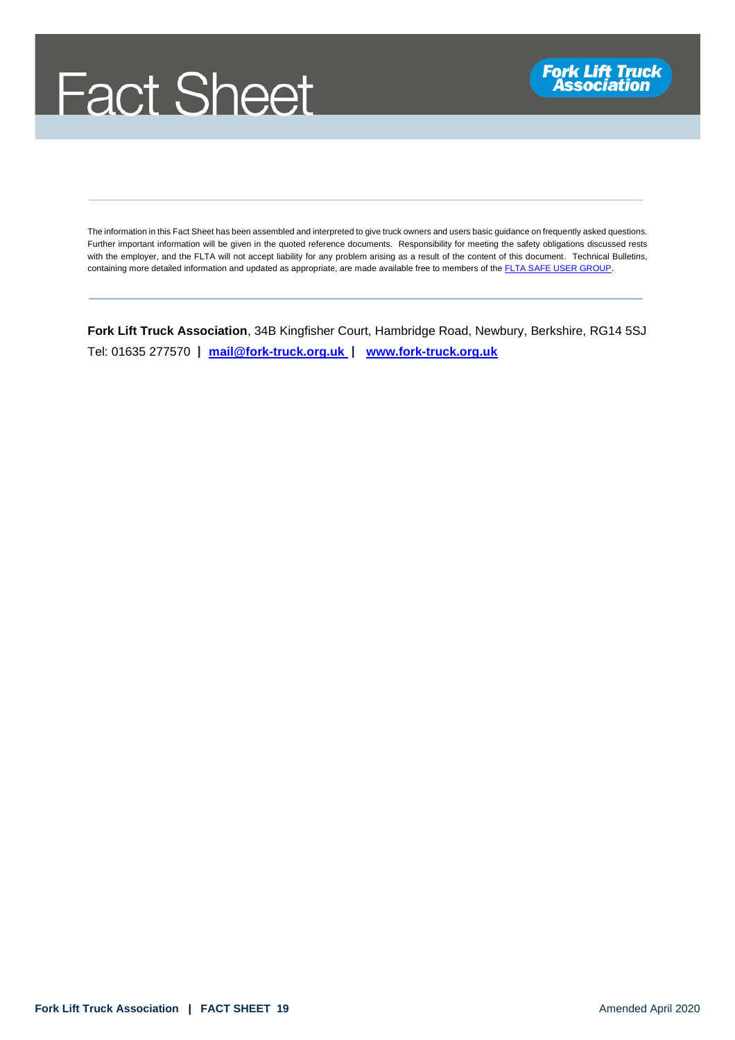# Fact Sheet

The information in this Fact Sheet has been assembled and interpreted to give truck owners and users basic guidance on frequently asked questions. Further important information will be given in the quoted reference documents. Responsibility for meeting the safety obligations discussed rests with the employer, and the FLTA will not accept liability for any problem arising as a result of the content of this document. Technical Bulletins, containing more detailed information and updated as appropriate, are made available free to members of the FLTA SAFE USER GROUP.

**Fork Lift Truck Association**, 34B Kingfisher Court, Hambridge Road, Newbury, Berkshire, RG14 5SJ
Tel: 01635 277570 | **mail@fork-truck.org.uk** | **www.fork-truck.org.uk**